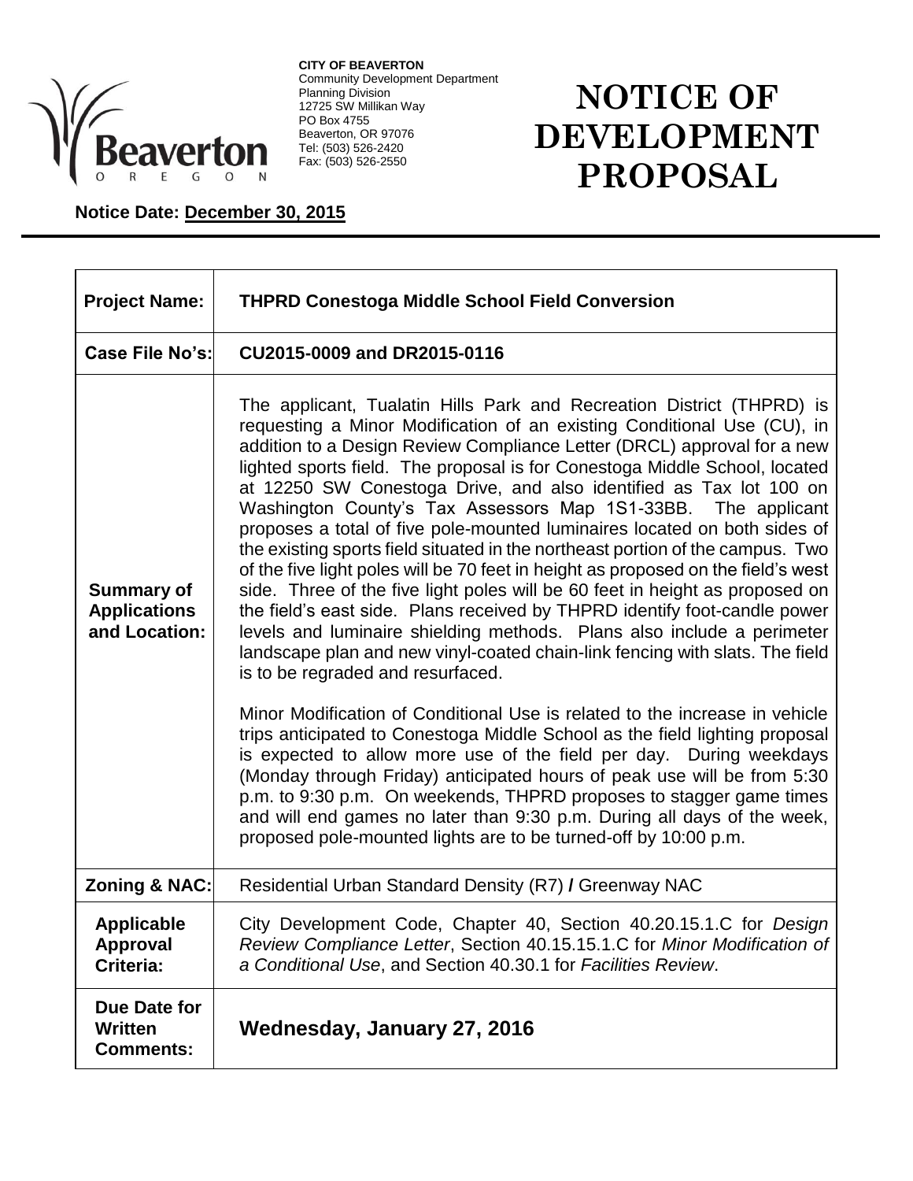**CITY OF BEAVERTON**
Community Development Department
Planning Division
12725 SW Millikan Way
PO Box 4755
Beaverton, OR 97076
Tel: (503) 526-2420
Fax: (503) 526-2550

# NOTICE OF DEVELOPMENT PROPOSAL

**Notice Date: December 30, 2015**

| | |
|---|---|
| **Project Name:** | **THPRD Conestoga Middle School Field Conversion** |
| **Case File No's:** | **CU2015-0009 and DR2015-0116** |
| **Summary of Applications and Location:** | The applicant, Tualatin Hills Park and Recreation District (THPRD) is requesting a Minor Modification of an existing Conditional Use (CU), in addition to a Design Review Compliance Letter (DRCL) approval for a new lighted sports field. The proposal is for Conestoga Middle School, located at 12250 SW Conestoga Drive, and also identified as Tax lot 100 on Washington County's Tax Assessors Map 1S1-33BB. The applicant proposes a total of five pole-mounted luminaires located on both sides of the existing sports field situated in the northeast portion of the campus. Two of the five light poles will be 70 feet in height as proposed on the field's west side. Three of the five light poles will be 60 feet in height as proposed on the field's east side. Plans received by THPRD identify foot-candle power levels and luminaire shielding methods. Plans also include a perimeter landscape plan and new vinyl-coated chain-link fencing with slats. The field is to be regraded and resurfaced.<br><br>Minor Modification of Conditional Use is related to the increase in vehicle trips anticipated to Conestoga Middle School as the field lighting proposal is expected to allow more use of the field per day. During weekdays (Monday through Friday) anticipated hours of peak use will be from 5:30 p.m. to 9:30 p.m. On weekends, THPRD proposes to stagger game times and will end games no later than 9:30 p.m. During all days of the week, proposed pole-mounted lights are to be turned-off by 10:00 p.m. |
| **Zoning & NAC:** | Residential Urban Standard Density (R7) **/** Greenway NAC |
| **Applicable Approval Criteria:** | City Development Code, Chapter 40, Section 40.20.15.1.C for *Design Review Compliance Letter*, Section 40.15.15.1.C for *Minor Modification of a Conditional Use*, and Section 40.30.1 for *Facilities Review*. |
| **Due Date for Written Comments:** | **Wednesday, January 27, 2016** |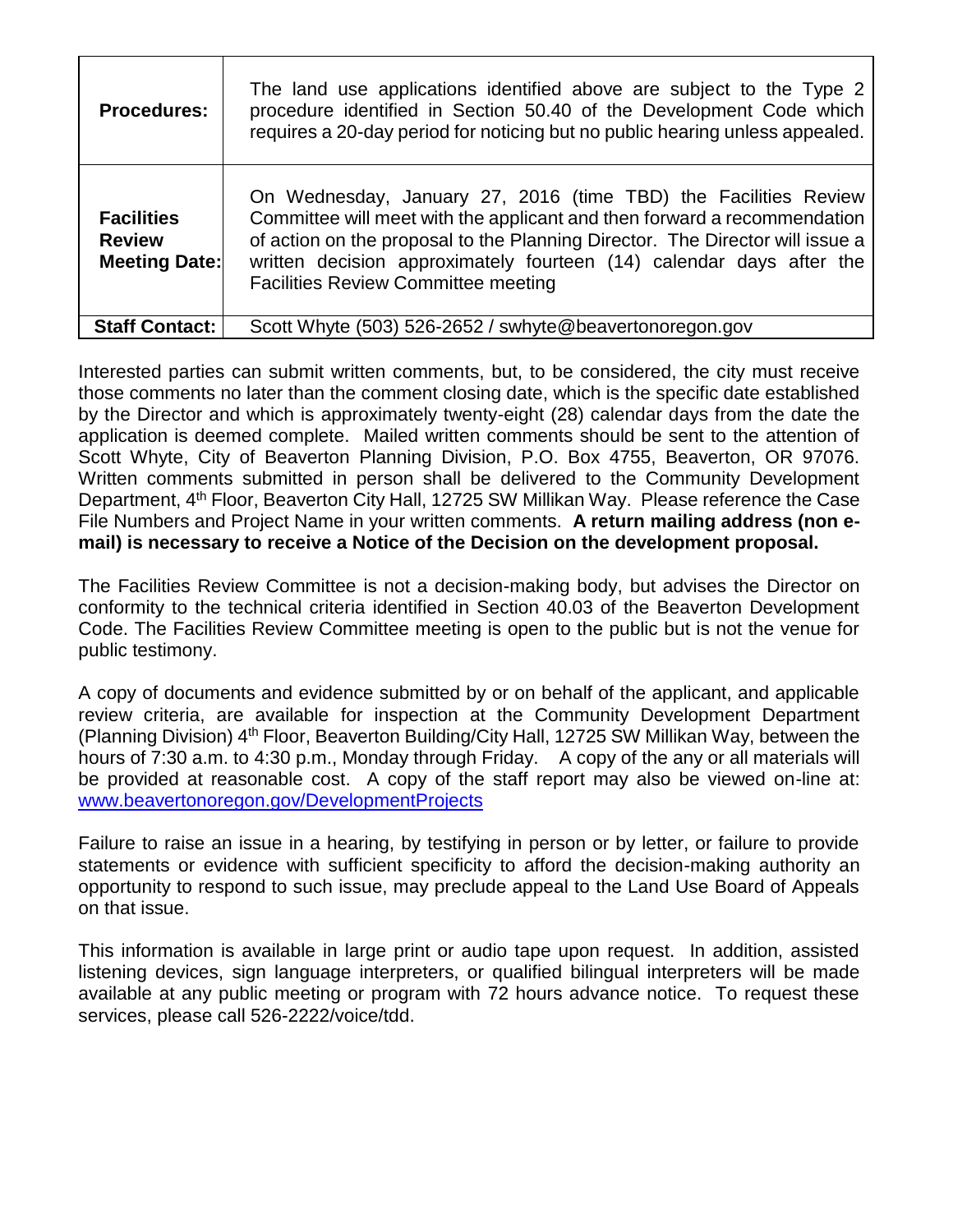| | |
|---|---|
| **Procedures:** | The land use applications identified above are subject to the Type 2 procedure identified in Section 50.40 of the Development Code which requires a 20-day period for noticing but no public hearing unless appealed. |
| **Facilities Review Meeting Date:** | On Wednesday, January 27, 2016 (time TBD) the Facilities Review Committee will meet with the applicant and then forward a recommendation of action on the proposal to the Planning Director. The Director will issue a written decision approximately fourteen (14) calendar days after the Facilities Review Committee meeting |
| **Staff Contact:** | Scott Whyte (503) 526-2652 / swhyte@beavertonoregon.gov |

Interested parties can submit written comments, but, to be considered, the city must receive those comments no later than the comment closing date, which is the specific date established by the Director and which is approximately twenty-eight (28) calendar days from the date the application is deemed complete. Mailed written comments should be sent to the attention of Scott Whyte, City of Beaverton Planning Division, P.O. Box 4755, Beaverton, OR 97076. Written comments submitted in person shall be delivered to the Community Development Department, 4th Floor, Beaverton City Hall, 12725 SW Millikan Way. Please reference the Case File Numbers and Project Name in your written comments. **A return mailing address (non e-mail) is necessary to receive a Notice of the Decision on the development proposal.**

The Facilities Review Committee is not a decision-making body, but advises the Director on conformity to the technical criteria identified in Section 40.03 of the Beaverton Development Code. The Facilities Review Committee meeting is open to the public but is not the venue for public testimony.

A copy of documents and evidence submitted by or on behalf of the applicant, and applicable review criteria, are available for inspection at the Community Development Department (Planning Division) 4th Floor, Beaverton Building/City Hall, 12725 SW Millikan Way, between the hours of 7:30 a.m. to 4:30 p.m., Monday through Friday. A copy of the any or all materials will be provided at reasonable cost. A copy of the staff report may also be viewed on-line at: www.beavertonoregon.gov/DevelopmentProjects

Failure to raise an issue in a hearing, by testifying in person or by letter, or failure to provide statements or evidence with sufficient specificity to afford the decision-making authority an opportunity to respond to such issue, may preclude appeal to the Land Use Board of Appeals on that issue.

This information is available in large print or audio tape upon request. In addition, assisted listening devices, sign language interpreters, or qualified bilingual interpreters will be made available at any public meeting or program with 72 hours advance notice. To request these services, please call 526-2222/voice/tdd.